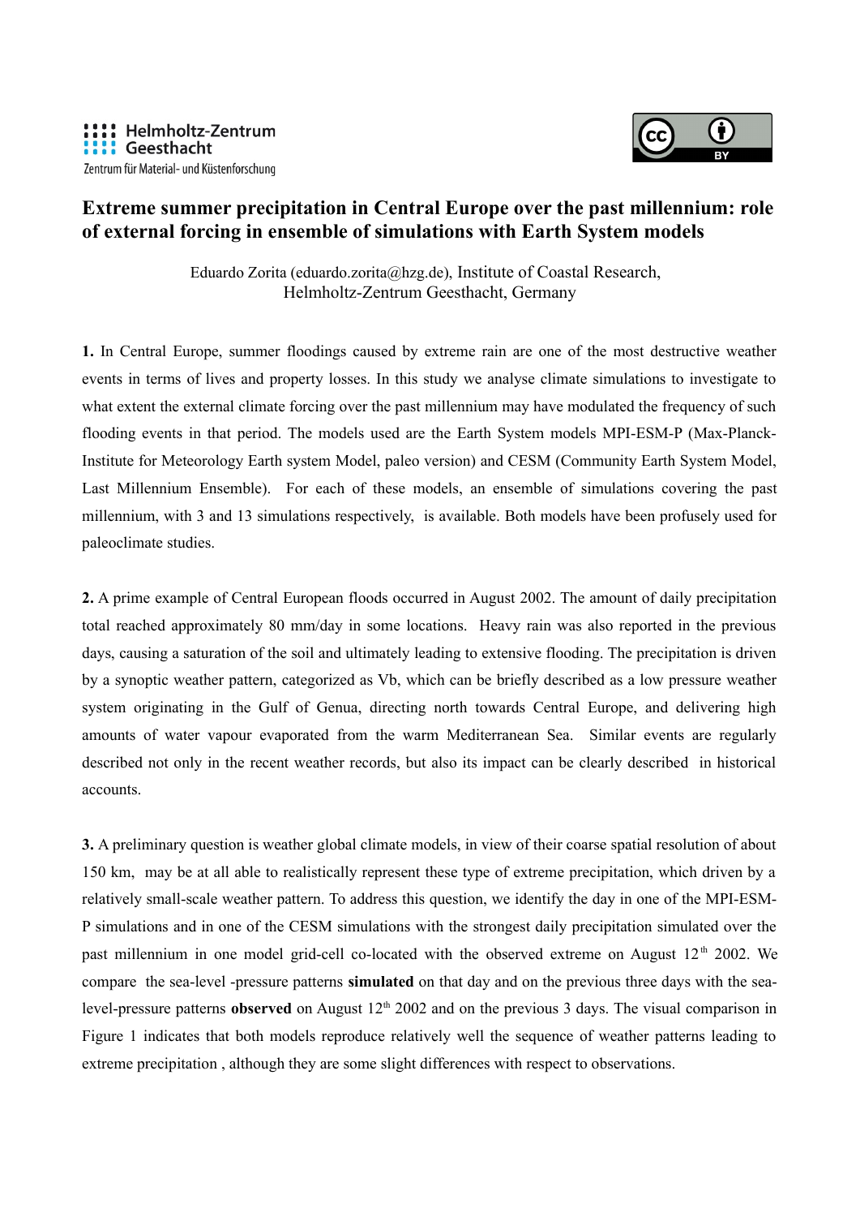Helmholtz-Zentrum Geesthacht
Zentrum für Material- und Küstenforschung

# Extreme summer precipitation in Central Europe over the past millennium: role of external forcing in ensemble of simulations with Earth System models

Eduardo Zorita (eduardo.zorita@hzg.de), Institute of Coastal Research, Helmholtz-Zentrum Geesthacht, Germany

**1.** In Central Europe, summer floodings caused by extreme rain are one of the most destructive weather events in terms of lives and property losses. In this study we analyse climate simulations to investigate to what extent the external climate forcing over the past millennium may have modulated the frequency of such flooding events in that period. The models used are the Earth System models MPI-ESM-P (Max-Planck-Institute for Meteorology Earth system Model, paleo version) and CESM (Community Earth System Model, Last Millennium Ensemble). For each of these models, an ensemble of simulations covering the past millennium, with 3 and 13 simulations respectively, is available. Both models have been profusely used for paleoclimate studies.

**2.** A prime example of Central European floods occurred in August 2002. The amount of daily precipitation total reached approximately 80 mm/day in some locations. Heavy rain was also reported in the previous days, causing a saturation of the soil and ultimately leading to extensive flooding. The precipitation is driven by a synoptic weather pattern, categorized as Vb, which can be briefly described as a low pressure weather system originating in the Gulf of Genua, directing north towards Central Europe, and delivering high amounts of water vapour evaporated from the warm Mediterranean Sea. Similar events are regularly described not only in the recent weather records, but also its impact can be clearly described in historical accounts.

**3.** A preliminary question is weather global climate models, in view of their coarse spatial resolution of about 150 km, may be at all able to realistically represent these type of extreme precipitation, which driven by a relatively small-scale weather pattern. To address this question, we identify the day in one of the MPI-ESM-P simulations and in one of the CESM simulations with the strongest daily precipitation simulated over the past millennium in one model grid-cell co-located with the observed extreme on August 12$^{th}$ 2002. We compare the sea-level -pressure patterns **simulated** on that day and on the previous three days with the sea-level-pressure patterns **observed** on August 12$^{th}$ 2002 and on the previous 3 days. The visual comparison in Figure 1 indicates that both models reproduce relatively well the sequence of weather patterns leading to extreme precipitation , although they are some slight differences with respect to observations.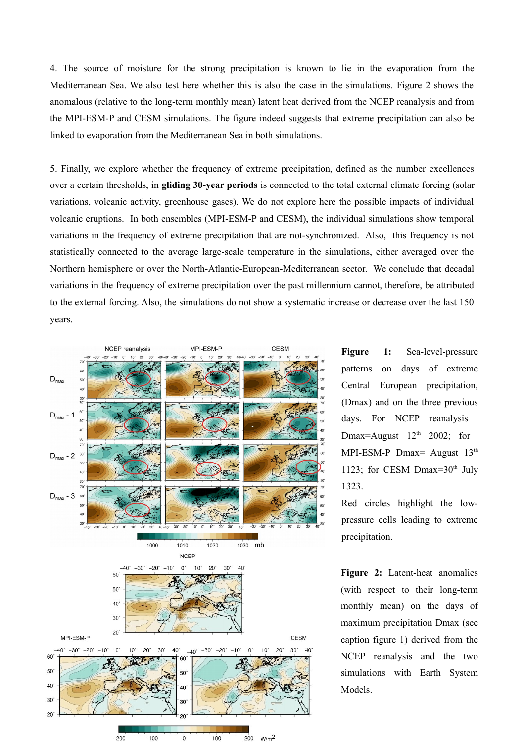4. The source of moisture for the strong precipitation is known to lie in the evaporation from the Mediterranean Sea. We also test here whether this is also the case in the simulations. Figure 2 shows the anomalous (relative to the long-term monthly mean) latent heat derived from the NCEP reanalysis and from the MPI-ESM-P and CESM simulations. The figure indeed suggests that extreme precipitation can also be linked to evaporation from the Mediterranean Sea in both simulations.

5. Finally, we explore whether the frequency of extreme precipitation, defined as the number excellences over a certain thresholds, in **gliding 30-year periods** is connected to the total external climate forcing (solar variations, volcanic activity, greenhouse gases). We do not explore here the possible impacts of individual volcanic eruptions. In both ensembles (MPI-ESM-P and CESM), the individual simulations show temporal variations in the frequency of extreme precipitation that are not-synchronized. Also, this frequency is not statistically connected to the average large-scale temperature in the simulations, either averaged over the Northern hemisphere or over the North-Atlantic-European-Mediterranean sector. We conclude that decadal variations in the frequency of extreme precipitation over the past millennium cannot, therefore, be attributed to the external forcing. Also, the simulations do not show a systematic increase or decrease over the last 150 years.

NCEP reanalysis
MPI-ESM-P
CESM
$D_{max}$
$D_{max}$ - 1
$D_{max}$ - 2
$D_{max}$ - 3
1000 1010 1020 1030 mb

**Figure 1:** Sea-level-pressure patterns on days of extreme Central European precipitation, (Dmax) and on the three previous days. For NCEP reanalysis Dmax=August 12[th] 2002; for MPI-ESM-P Dmax= August 13[th] 1123; for CESM Dmax=30[th] July 1323.
Red circles highlight the low-pressure cells leading to extreme precipitation.

NCEP
MPI-ESM-P
CESM
-200 -100 0 100 200 W/m2

**Figure 2:** Latent-heat anomalies (with respect to their long-term monthly mean) on the days of maximum precipitation Dmax (see caption figure 1) derived from the NCEP reanalysis and the two simulations with Earth System Models.